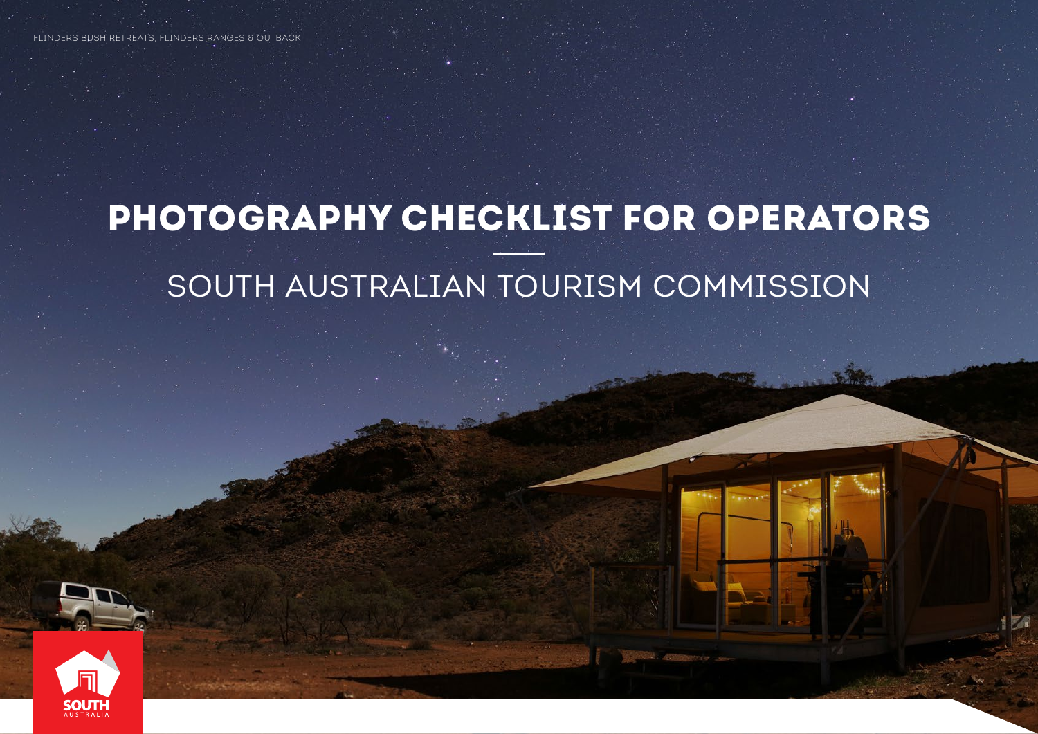FLINDERS BUSH RETREATS, FLINDERS RANGES & OUTBACK

# PHOTOGRAPHY CHECKLIST FOR OPERATORS

## SOUTH AUSTRALIAN TOURISM COMMISSION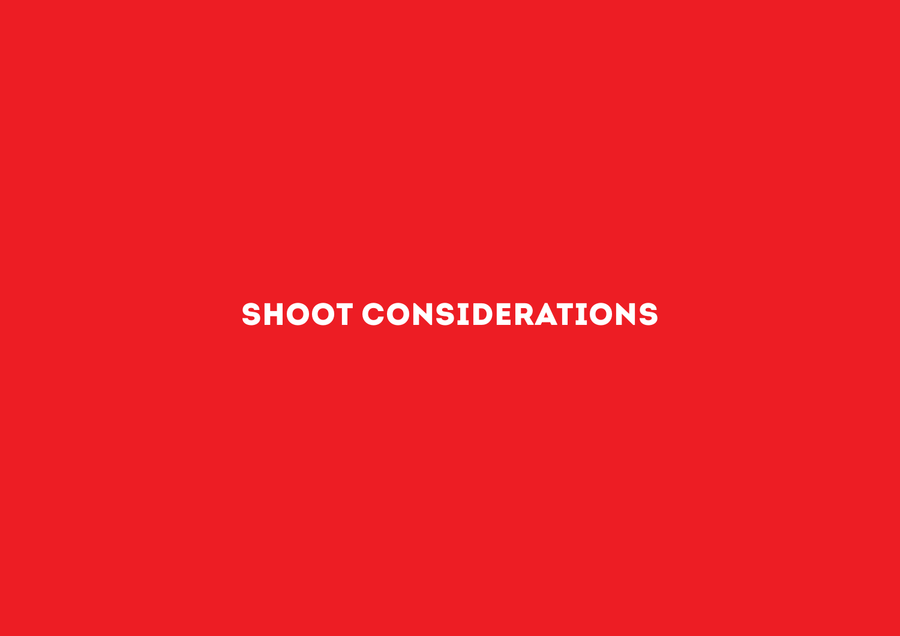# SHOOT CONSIDERATIONS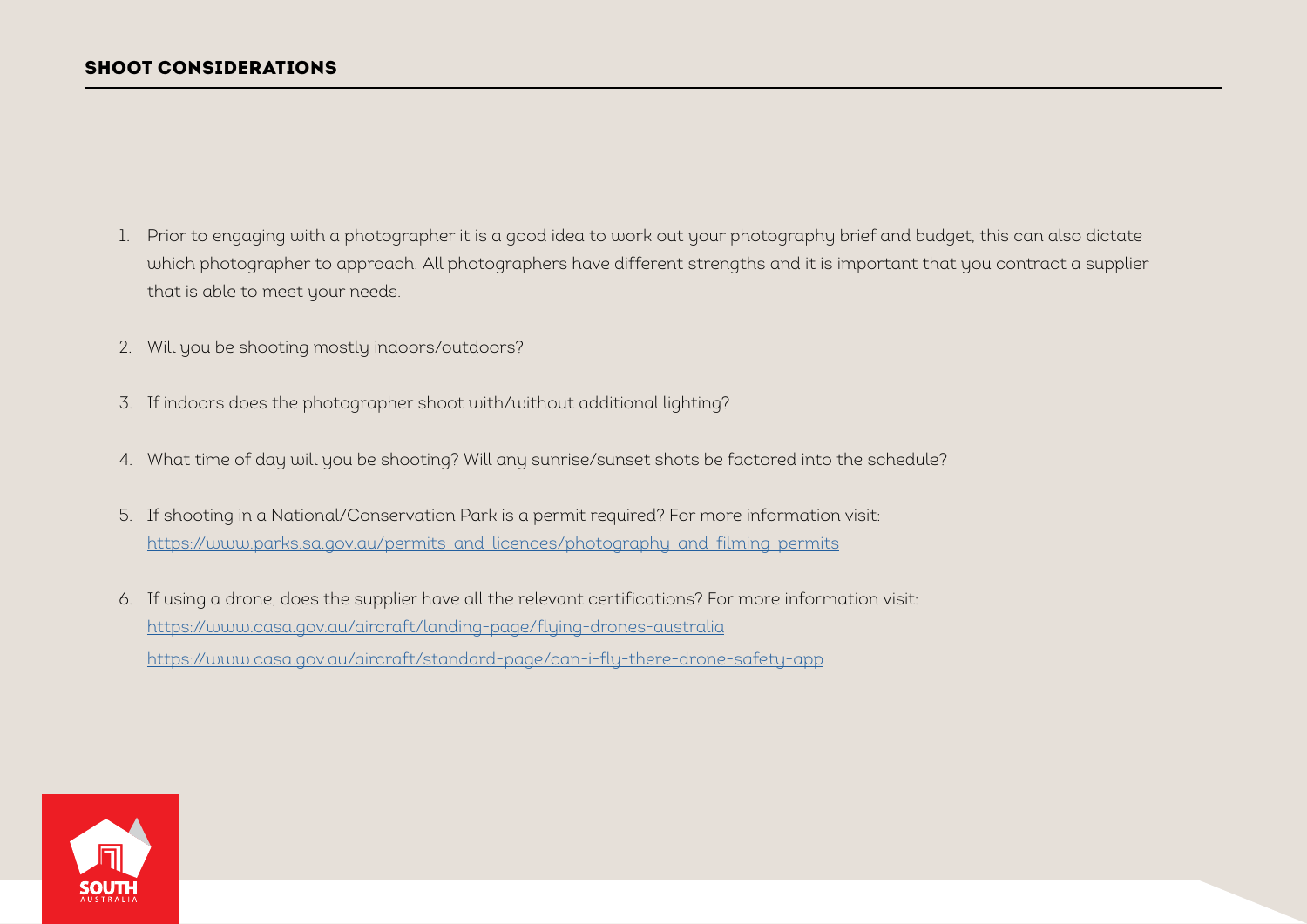## SHOOT CONSIDERATIONS

1. Prior to engaging with a photographer it is a good idea to work out your photography brief and budget, this can also dictate which photographer to approach. All photographers have different strengths and it is important that you contract a supplier that is able to meet your needs.

2. Will you be shooting mostly indoors/outdoors?

3. If indoors does the photographer shoot with/without additional lighting?

4. What time of day will you be shooting? Will any sunrise/sunset shots be factored into the schedule?

5. If shooting in a National/Conservation Park is a permit required? For more information visit:
   https://www.parks.sa.gov.au/permits-and-licences/photography-and-filming-permits

6. If using a drone, does the supplier have all the relevant certifications? For more information visit:
   https://www.casa.gov.au/aircraft/landing-page/flying-drones-australia
   https://www.casa.gov.au/aircraft/standard-page/can-i-fly-there-drone-safety-app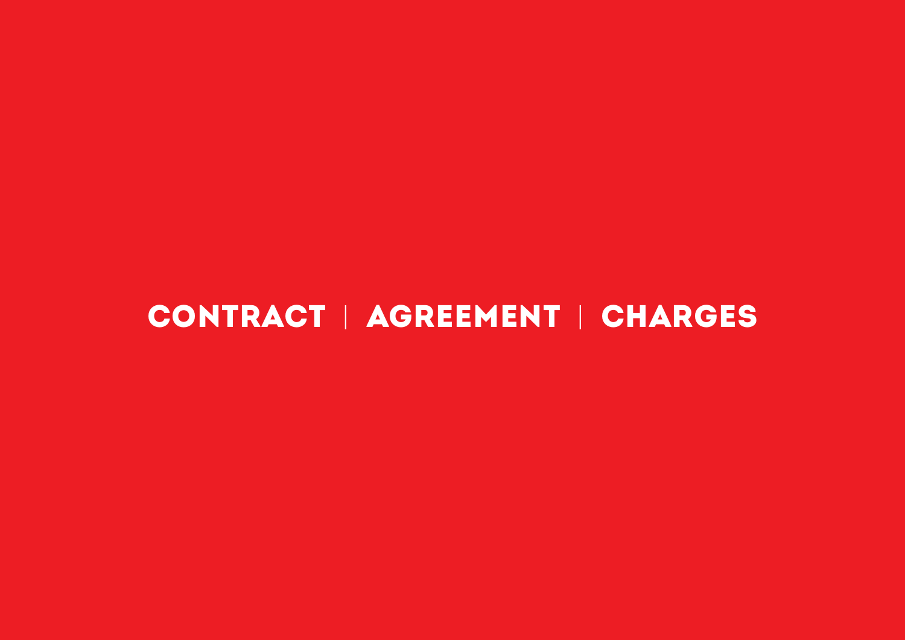# CONTRACT | AGREEMENT | CHARGES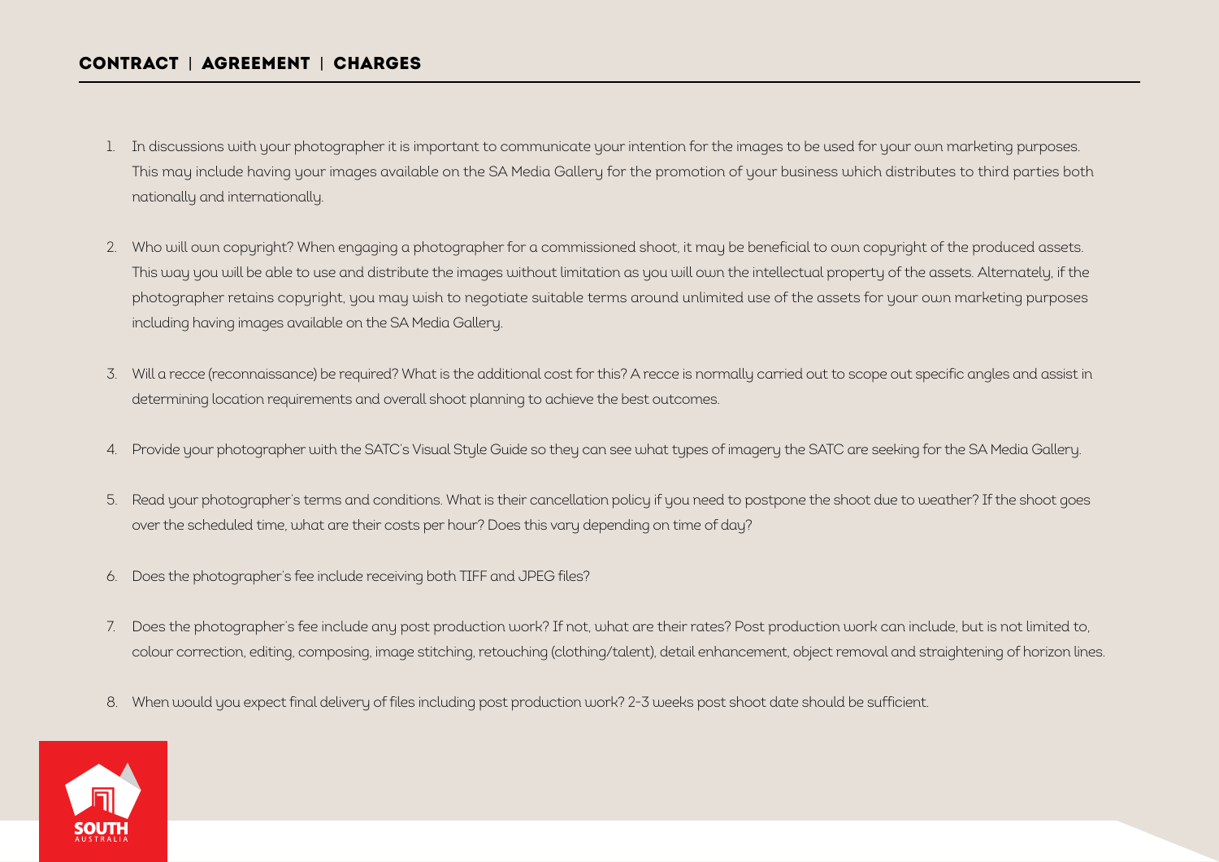## CONTRACT | AGREEMENT | CHARGES

1. In discussions with your photographer it is important to communicate your intention for the images to be used for your own marketing purposes. This may include having your images available on the SA Media Gallery for the promotion of your business which distributes to third parties both nationally and internationally.

2. Who will own copyright? When engaging a photographer for a commissioned shoot, it may be beneficial to own copyright of the produced assets. This way you will be able to use and distribute the images without limitation as you will own the intellectual property of the assets. Alternately, if the photographer retains copyright, you may wish to negotiate suitable terms around unlimited use of the assets for your own marketing purposes including having images available on the SA Media Gallery.

3. Will a recce (reconnaissance) be required? What is the additional cost for this? A recce is normally carried out to scope out specific angles and assist in determining location requirements and overall shoot planning to achieve the best outcomes.

4. Provide your photographer with the SATC's Visual Style Guide so they can see what types of imagery the SATC are seeking for the SA Media Gallery.

5. Read your photographer's terms and conditions. What is their cancellation policy if you need to postpone the shoot due to weather? If the shoot goes over the scheduled time, what are their costs per hour? Does this vary depending on time of day?

6. Does the photographer's fee include receiving both TIFF and JPEG files?

7. Does the photographer's fee include any post production work? If not, what are their rates? Post production work can include, but is not limited to, colour correction, editing, composing, image stitching, retouching (clothing/talent), detail enhancement, object removal and straightening of horizon lines.

8. When would you expect final delivery of files including post production work? 2-3 weeks post shoot date should be sufficient.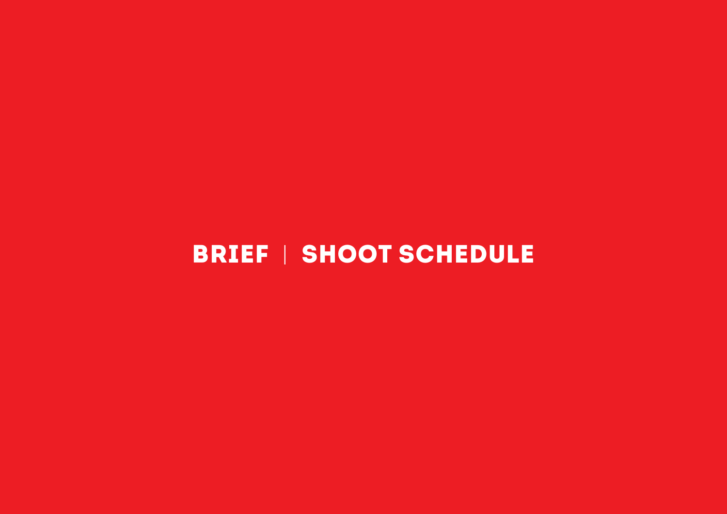# BRIEF | SHOOT SCHEDULE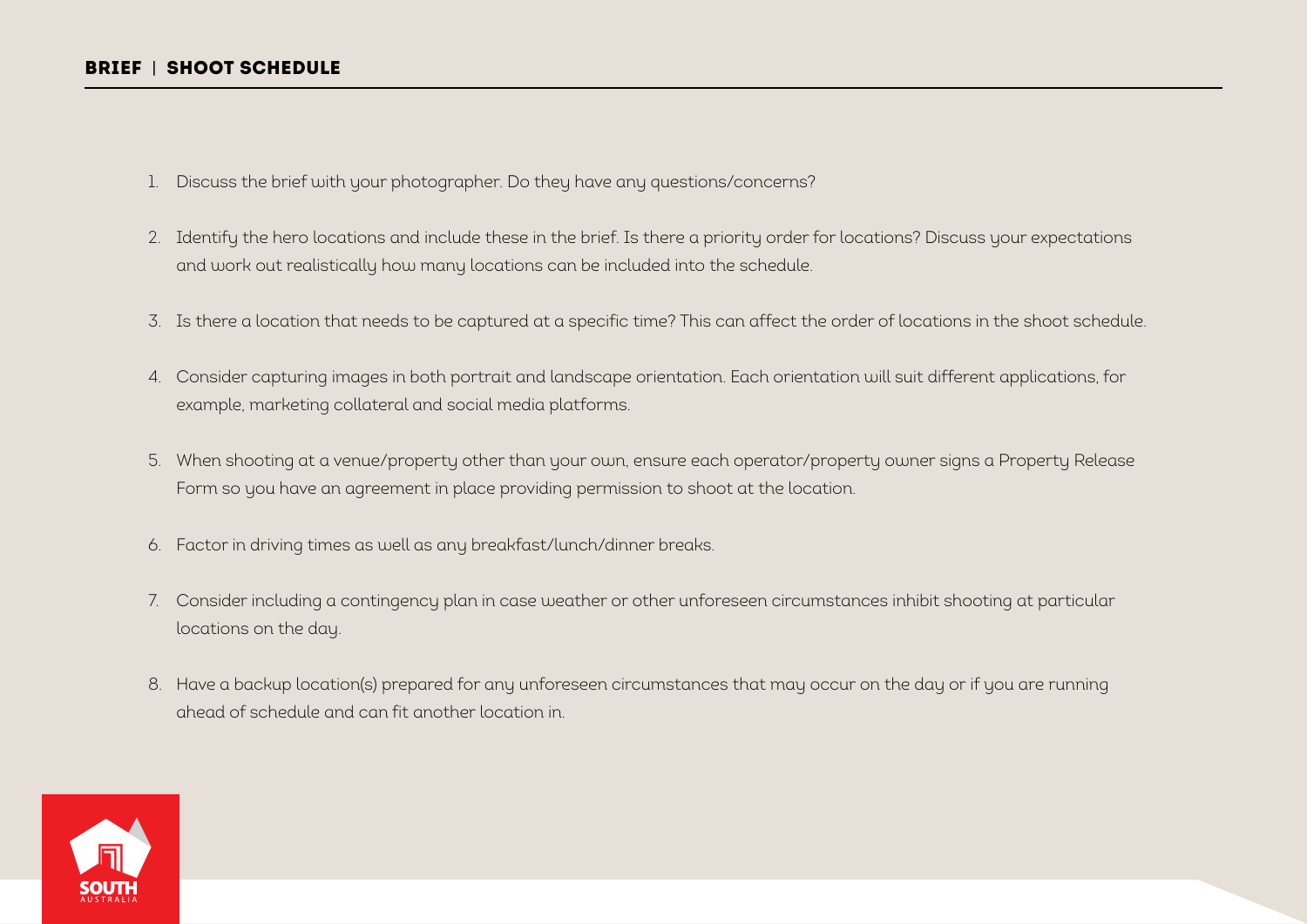## BRIEF | SHOOT SCHEDULE

1. Discuss the brief with your photographer. Do they have any questions/concerns?
2. Identify the hero locations and include these in the brief. Is there a priority order for locations? Discuss your expectations and work out realistically how many locations can be included into the schedule.
3. Is there a location that needs to be captured at a specific time? This can affect the order of locations in the shoot schedule.
4. Consider capturing images in both portrait and landscape orientation. Each orientation will suit different applications, for example, marketing collateral and social media platforms.
5. When shooting at a venue/property other than your own, ensure each operator/property owner signs a Property Release Form so you have an agreement in place providing permission to shoot at the location.
6. Factor in driving times as well as any breakfast/lunch/dinner breaks.
7. Consider including a contingency plan in case weather or other unforeseen circumstances inhibit shooting at particular locations on the day.
8. Have a backup location(s) prepared for any unforeseen circumstances that may occur on the day or if you are running ahead of schedule and can fit another location in.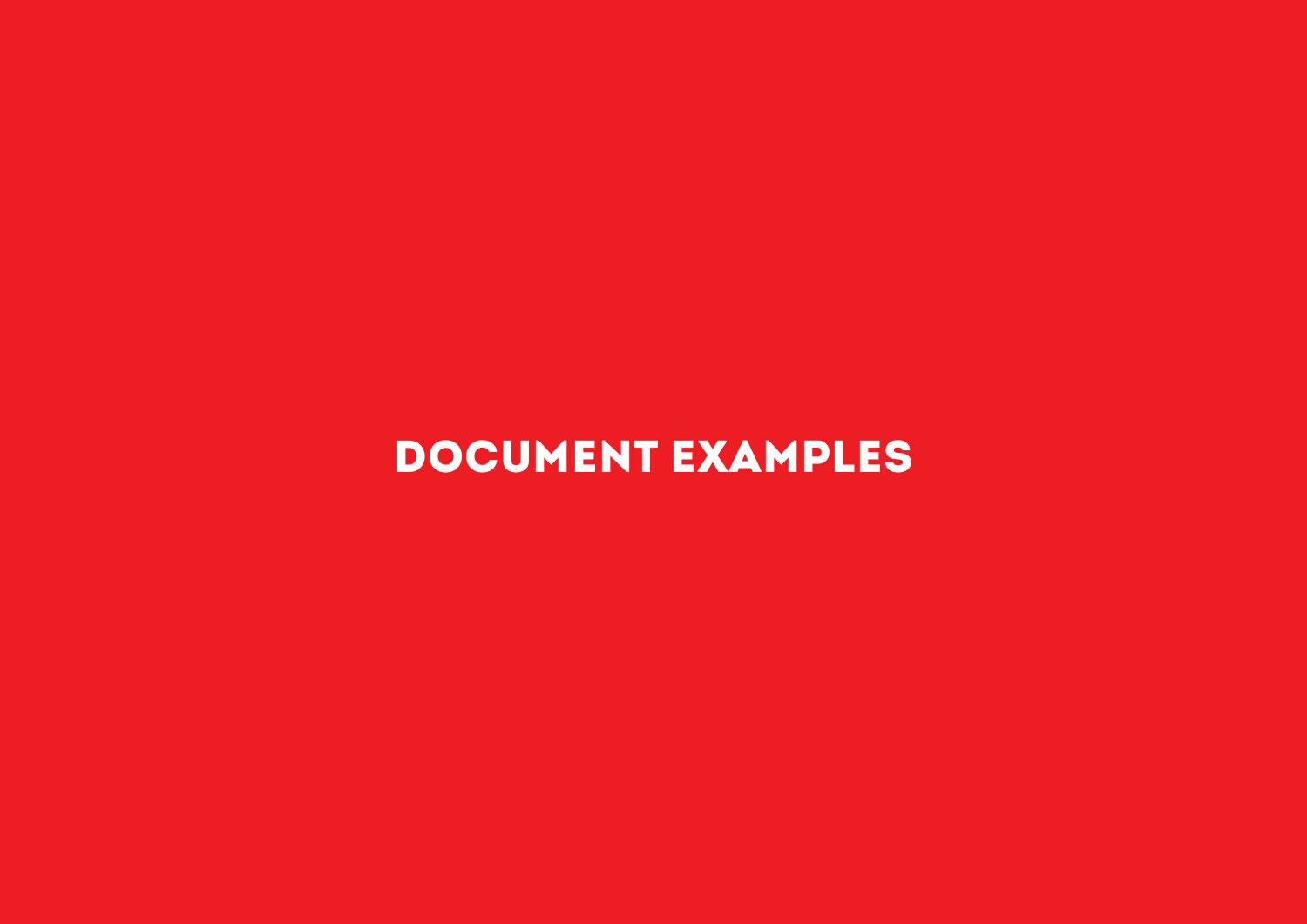# DOCUMENT EXAMPLES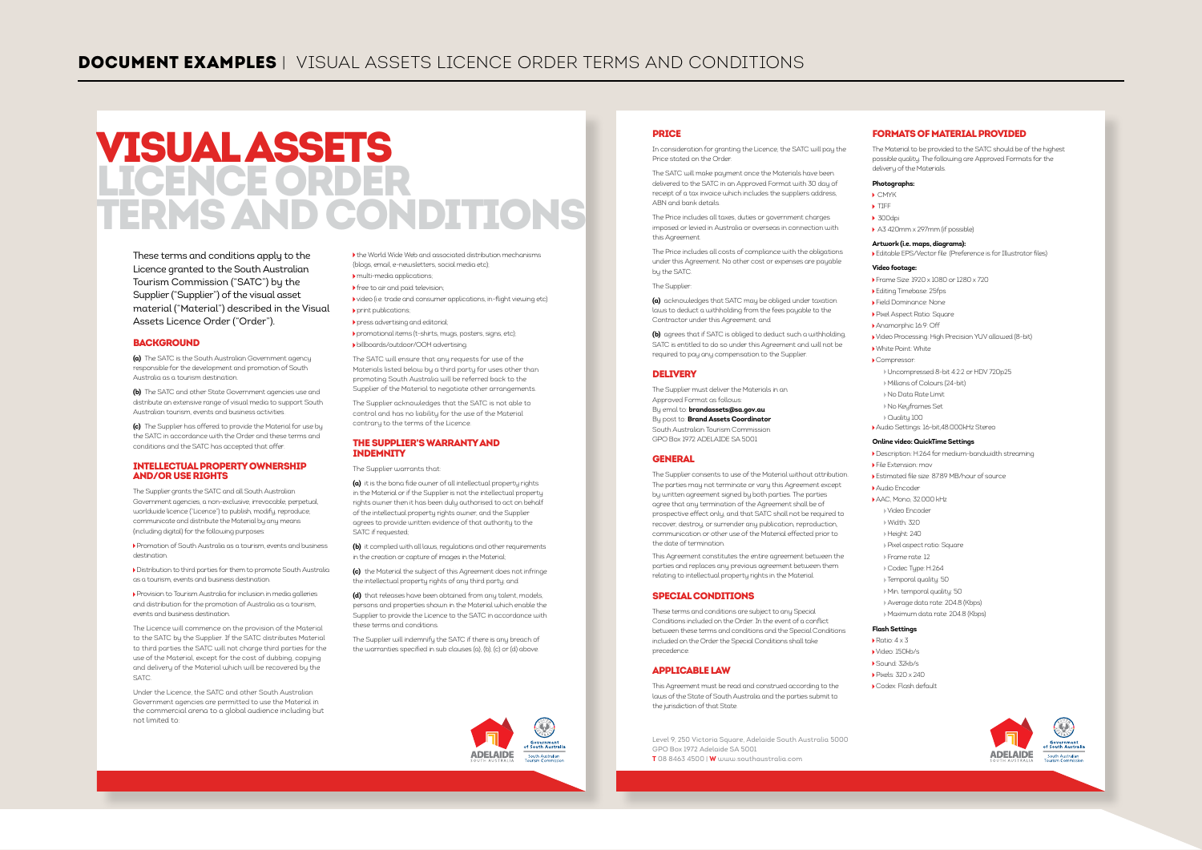# DOCUMENT EXAMPLES | VISUAL ASSETS LICENCE ORDER TERMS AND CONDITIONS

# VISUAL ASSETS LICENCE ORDER TERMS AND CONDITIONS

These terms and conditions apply to the Licence granted to the South Australian Tourism Commission ("SATC") by the Supplier ("Supplier") of the visual asset material ("Material") described in the Visual Assets Licence Order ("Order").

## BACKGROUND

**(a)** The SATC is the South Australian Government agency responsible for the development and promotion of South Australia as a tourism destination.

**(b)** The SATC and other State Government agencies use and distribute an extensive range of visual media to support South Australian tourism, events and business activities.

**(c)** The Supplier has offered to provide the Material for use by the SATC in accordance with the Order and these terms and conditions and the SATC has accepted that offer.

## INTELLECTUAL PROPERTY OWNERSHIP AND/OR USE RIGHTS

The Supplier grants the SATC and all South Australian Government agencies, a non-exclusive, irrevocable, perpetual, worldwide licence ("Licence") to publish, modify, reproduce, communicate and distribute the Material by any means (including digital) for the following purposes:

- Promotion of South Australia as a tourism, events and business destination.
- Distribution to third parties for them to promote South Australia as a tourism, events and business destination.
- Provision to Tourism Australia for inclusion in media galleries and distribution for the promotion of Australia as a tourism, events and business destination.

The Licence will commence on the provision of the Material to the SATC by the Supplier. If the SATC distributes Material to third parties the SATC will not charge third parties for the use of the Material, except for the cost of dubbing, copying and delivery of the Material which will be recovered by the SATC.

Under the Licence, the SATC and other South Australian Government agencies are permitted to use the Material in the commercial arena to a global audience including but not limited to:

- the World Wide Web and associated distribution mechanisms (blogs, email, e-newsletters, social media etc);
- multi-media applications;
- free to air and paid television;
- video (i.e. trade and consumer applications, in-flight viewing etc)
- print publications;
- press advertising and editorial;
- promotional items (t-shirts, mugs, posters, signs, etc);
- billboards/outdoor/OOH advertising.

The SATC will ensure that any requests for use of the Materials listed below by a third party for uses other than promoting South Australia will be referred back to the Supplier of the Material to negotiate other arrangements.

The Supplier acknowledges that the SATC is not able to control and has no liability for the use of the Material contrary to the terms of the Licence.

## THE SUPPLIER'S WARRANTY AND INDEMNITY

The Supplier warrants that:

**(a)** it is the bona fide owner of all intellectual property rights in the Material or if the Supplier is not the intellectual property rights owner then it has been duly authorised to act on behalf of the intellectual property rights owner, and the Supplier agrees to provide written evidence of that authority to the SATC if requested;

**(b)** it complied with all laws, regulations and other requirements in the creation or capture of images in the Material;

**(c)** the Material the subject of this Agreement does not infringe the intellectual property rights of any third party; and

**(d)** that releases have been obtained from any talent, models, persons and properties shown in the Material which enable the Supplier to provide the Licence to the SATC in accordance with these terms and conditions.

The Supplier will indemnify the SATC if there is any breach of the warranties specified in sub clauses (a), (b), (c) or (d) above.

## PRICE

In consideration for granting the Licence, the SATC will pay the Price stated on the Order.

The SATC will make payment once the Materials have been delivered to the SATC in an Approved Format with 30 day of receipt of a tax invoice which includes the suppliers address, ABN and bank details.

The Price includes all taxes, duties or government charges imposed or levied in Australia or overseas in connection with this Agreement.

The Price includes all costs of compliance with the obligations under this Agreement. No other cost or expenses are payable by the SATC.

The Supplier:

**(a)** acknowledges that SATC may be obliged under taxation laws to deduct a withholding from the fees payable to the Contractor under this Agreement; and

**(b)** agrees that if SATC is obliged to deduct such a withholding, SATC is entitled to do so under this Agreement and will not be required to pay any compensation to the Supplier.

## DELIVERY

The Supplier must deliver the Materials in an Approved Format as follows:
By email to: **brandassets@sa.gov.au**
By post to: **Brand Assets Coordinator**
South Australian Tourism Commission
GPO Box 1972 ADELAIDE SA 5001

## GENERAL

The Supplier consents to use of the Material without attribution. The parties may not terminate or vary this Agreement except by written agreement signed by both parties. The parties agree that any termination of the Agreement shall be of prospective effect only, and that SATC shall not be required to recover, destroy, or surrender any publication, reproduction, communication or other use of the Material effected prior to the date of termination.

This Agreement constitutes the entire agreement between the parties and replaces any previous agreement between them relating to intellectual property rights in the Material.

## SPECIAL CONDITIONS

These terms and conditions are subject to any Special Conditions included on the Order. In the event of a conflict between these terms and conditions and the Special Conditions included on the Order the Special Conditions shall take precedence.

## APPLICABLE LAW

This Agreement must be read and construed according to the laws of the State of South Australia and the parties submit to the jurisdiction of that State.

Level 9, 250 Victoria Square, Adelaide South Australia 5000
GPO Box 1972 Adelaide SA 5001
**T** 08 8463 4500 | **W** www.southaustralia.com

## FORMATS OF MATERIAL PROVIDED

The Material to be provided to the SATC should be of the highest possible quality. The following are Approved Formats for the delivery of the Materials.

**Photographs:**

- CMYK
- TIFF
- 300dpi
- A3 420mm x 297mm (if possible)

**Artwork (i.e. maps, diagrams):**

- Editable EPS/Vector file (Preference is for Illustrator files)

**Video footage:**

- Frame Size: 1920 x 1080 or 1280 x 720
- Editing Timebase: 25fps
- Field Dominance: None
- Pixel Aspect Ratio: Square
- Anamorphic 16:9: Off
- Video Processing: High Precision YUV allowed (8-bit)
- White Point: White
- Compressor:
  - Uncompressed 8-bit 4:2:2 or HDV 720p25
  - Millions of Colours (24-bit)
  - No Data Rate Limit
  - No Keyframes Set
  - Quality 100
- Audio Settings: 16-bit,48.000kHz Stereo

**Online video: QuickTime Settings**

- Description: H.264 for medium-bandwidth streaming
- File Extension: mov
- Estimated file size: 87.89 MB/hour of source
- Audio Encoder
- AAC, Mono, 32.000 kHz
  - Video Encoder
  - Width: 320
  - Height: 240
  - Pixel aspect ratio: Square
  - Frame rate: 12
  - Codec Type: H.264
  - Temporal quality: 50
  - Min. temporal quality: 50
  - Average data rate: 204.8 (Kbps)
  - Maximum data rate: 204.8 (Kbps)

**Flash Settings**

- Ratio: 4 x 3
- Video: 150kb/s
- Sound: 32kb/s
- Pixels: 320 x 240
- Codex: Flash default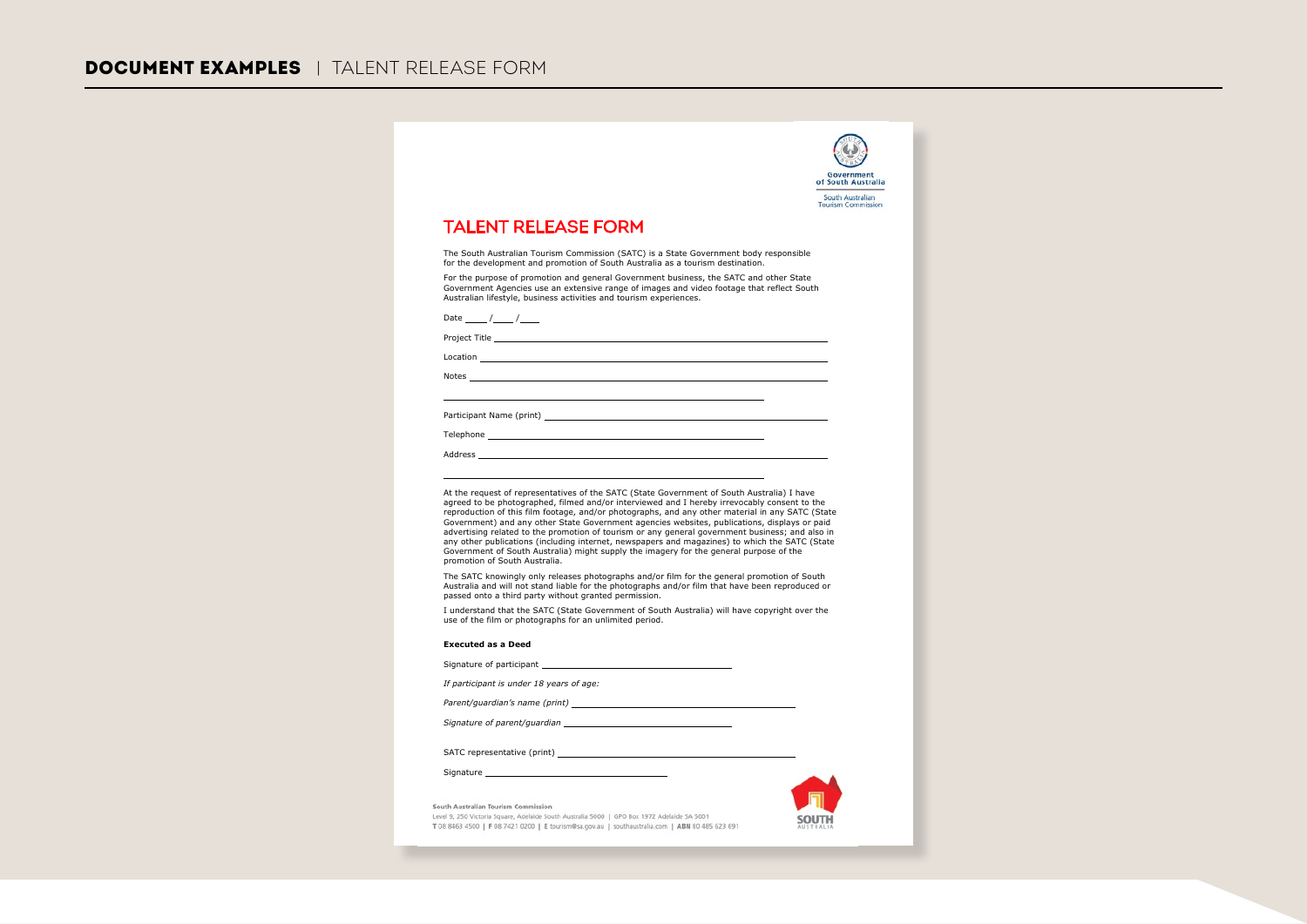# **DOCUMENT EXAMPLES** | TALENT RELEASE FORM

Government of South Australia

South Australian Tourism Commission

## TALENT RELEASE FORM

The South Australian Tourism Commission (SATC) is a State Government body responsible for the development and promotion of South Australia as a tourism destination.

For the purpose of promotion and general Government business, the SATC and other State Government Agencies use an extensive range of images and video footage that reflect South Australian lifestyle, business activities and tourism experiences.

Date ____ /____ /____

Project Title ____________________________________________

Location ____________________________________________

Notes ____________________________________________

____________________________________________

Participant Name (print) ____________________________________________

Telephone ____________________________________________

Address ____________________________________________

____________________________________________

At the request of representatives of the SATC (State Government of South Australia) I have agreed to be photographed, filmed and/or interviewed and I hereby irrevocably consent to the reproduction of this film footage, and/or photographs, and any other material in any SATC (State Government) and any other State Government agencies websites, publications, displays or paid advertising related to the promotion of tourism or any general government business; and also in any other publications (including internet, newspapers and magazines) to which the SATC (State Government of South Australia) might supply the imagery for the general purpose of the promotion of South Australia.

The SATC knowingly only releases photographs and/or film for the general promotion of South Australia and will not stand liable for the photographs and/or film that have been reproduced or passed onto a third party without granted permission.

I understand that the SATC (State Government of South Australia) will have copyright over the use of the film or photographs for an unlimited period.

**Executed as a Deed**

Signature of participant ____________________________________________

*If participant is under 18 years of age:*

*Parent/guardian's name (print)* ____________________________________________

*Signature of parent/guardian* ____________________________________________

SATC representative (print) ____________________________________________

Signature ____________________________________________

**South Australian Tourism Commission**
Level 9, 250 Victoria Square, Adelaide South Australia 5000 | GPO Box 1972 Adelaide SA 5001
T 08 8463 4500 | F 08 7421 0200 | E tourism@sa.gov.au | southaustralia.com | ABN 80 485 623 691

SOUTH AUSTRALIA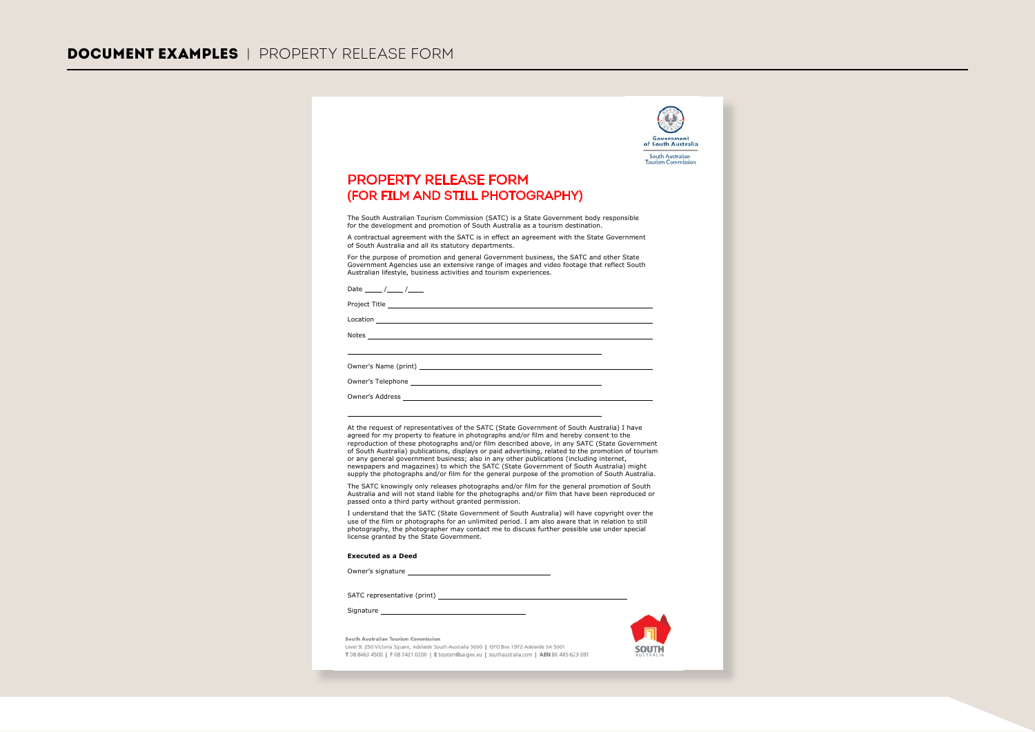# DOCUMENT EXAMPLES | PROPERTY RELEASE FORM

Government of South Australia

South Australian Tourism Commission

## PROPERTY RELEASE FORM (FOR FILM AND STILL PHOTOGRAPHY)

The South Australian Tourism Commission (SATC) is a State Government body responsible for the development and promotion of South Australia as a tourism destination.

A contractual agreement with the SATC is in effect an agreement with the State Government of South Australia and all its statutory departments.

For the purpose of promotion and general Government business, the SATC and other State Government Agencies use an extensive range of images and video footage that reflect South Australian lifestyle, business activities and tourism experiences.

Date ____ /____ /____

Project Title ______________________________

Location ______________________________

Notes ______________________________

______________________________

Owner's Name (print) ______________________________

Owner's Telephone ______________________________

Owner's Address ______________________________

______________________________

At the request of representatives of the SATC (State Government of South Australia) I have agreed for my property to feature in photographs and/or film and hereby consent to the reproduction of these photographs and/or film described above, in any SATC (State Government of South Australia) publications, displays or paid advertising, related to the promotion of tourism or any general government business; also in any other publications (including internet, newspapers and magazines) to which the SATC (State Government of South Australia) might supply the photographs and/or film for the general purpose of the promotion of South Australia.

The SATC knowingly only releases photographs and/or film for the general promotion of South Australia and will not stand liable for the photographs and/or film that have been reproduced or passed onto a third party without granted permission.

I understand that the SATC (State Government of South Australia) will have copyright over the use of the film or photographs for an unlimited period. I am also aware that in relation to still photography, the photographer may contact me to discuss further possible use under special license granted by the State Government.

**Executed as a Deed**

Owner's signature ______________________________

SATC representative (print) ______________________________

Signature ______________________________

South Australian Tourism Commission
Level 9, 250 Victoria Square, Adelaide South Australia 5000 | GPO Box 1972 Adelaide SA 5001
T 08 8463 4500 | F 08 7421 0200 | E tourism@sa.gov.au | southaustralia.com | ABN 80 485 623 691

SOUTH AUSTRALIA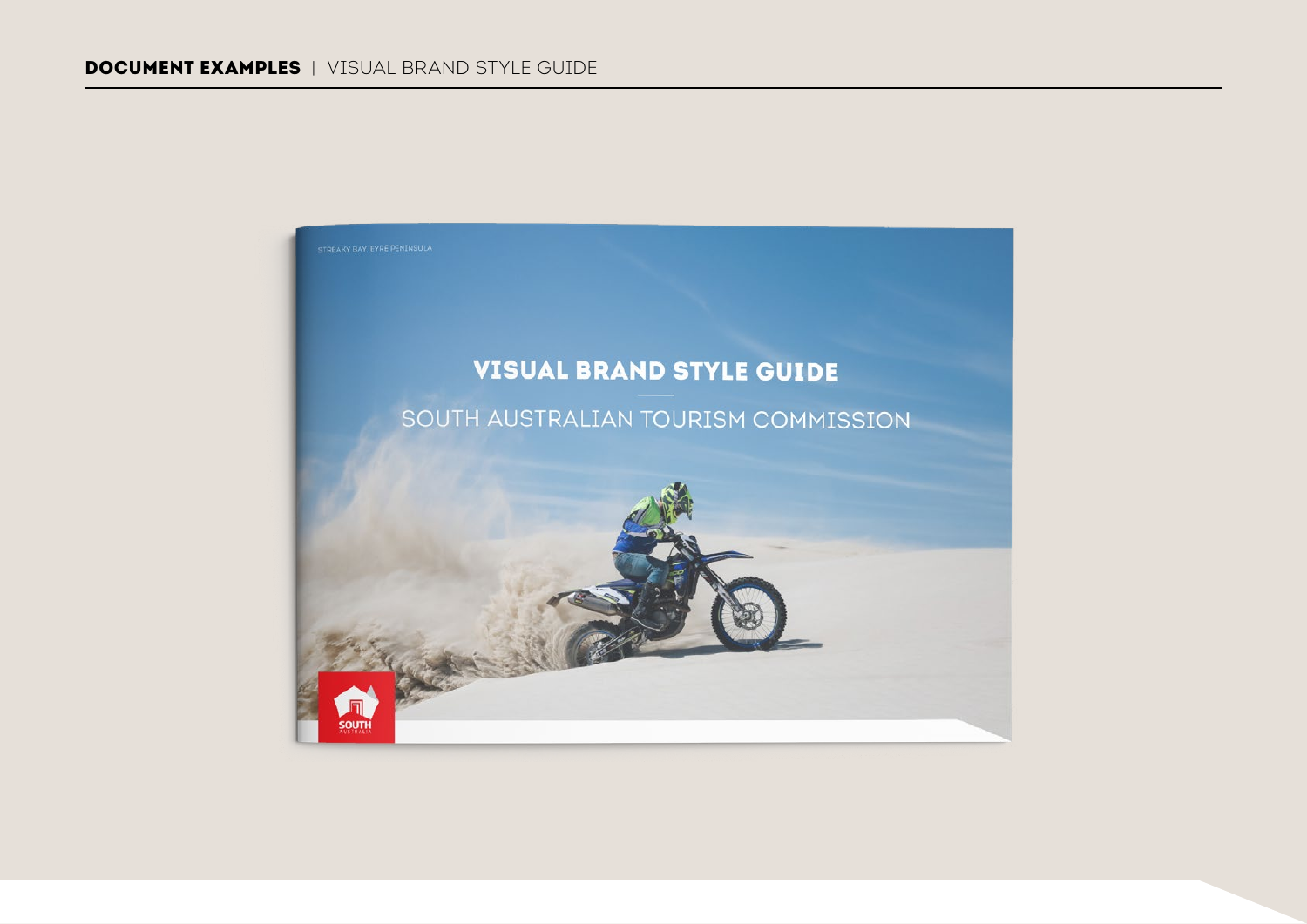**DOCUMENT EXAMPLES** | VISUAL BRAND STYLE GUIDE

STREAKY BAY, EYRE PENINSULA

# VISUAL BRAND STYLE GUIDE

SOUTH AUSTRALIAN TOURISM COMMISSION

SOUTH AUSTRALIA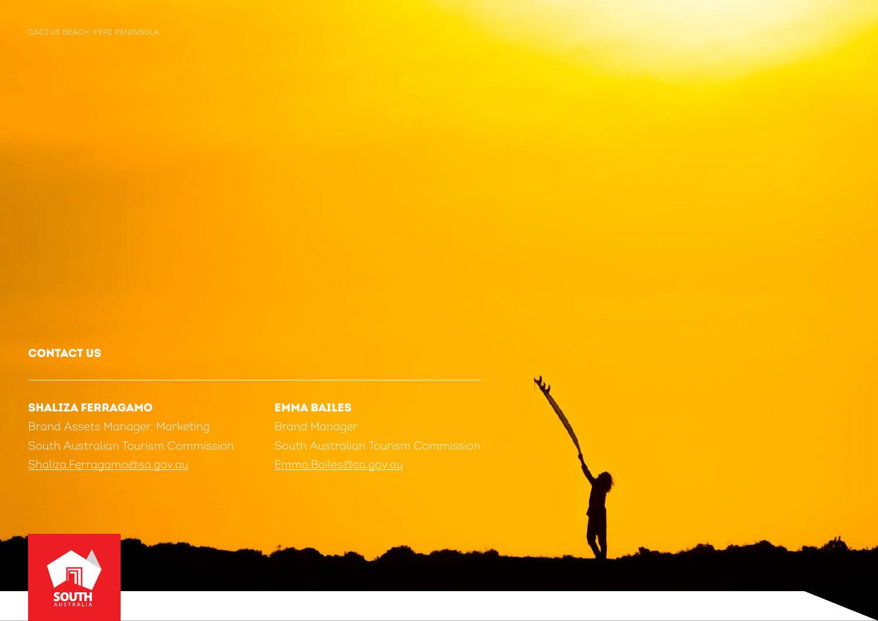CACTUS BEACH, EYRE PENINSULA

## CONTACT US

### SHALIZA FERRAGAMO

Brand Assets Manager, Marketing
South Australian Tourism Commission
Shaliza.Ferragamo@sa.gov.au

### EMMA BAILES

Brand Manager
South Australian Tourism Commission
Emma.Bailes@sa.gov.au